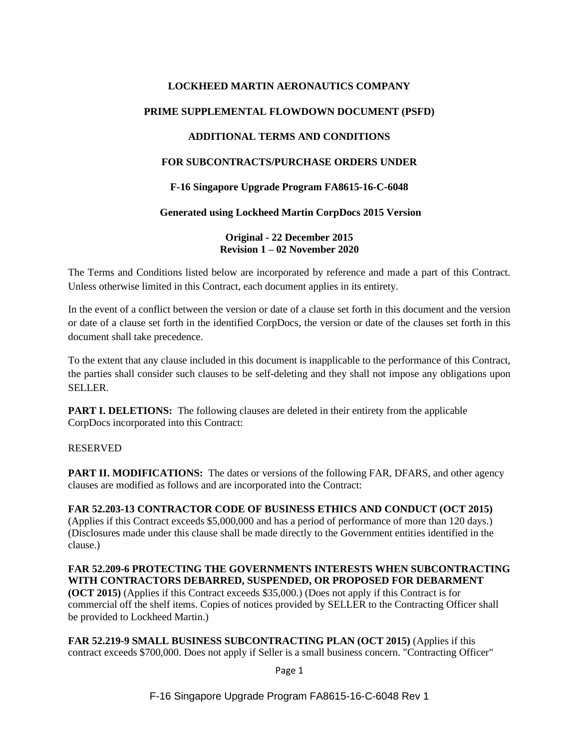**LOCKHEED MARTIN AERONAUTICS COMPANY**

**PRIME SUPPLEMENTAL FLOWDOWN DOCUMENT (PSFD)**

**ADDITIONAL TERMS AND CONDITIONS**

**FOR SUBCONTRACTS/PURCHASE ORDERS UNDER**

**F-16 Singapore Upgrade Program FA8615-16-C-6048**

**Generated using Lockheed Martin CorpDocs 2015 Version**

**Original - 22 December 2015**
**Revision 1 – 02 November 2020**

The Terms and Conditions listed below are incorporated by reference and made a part of this Contract. Unless otherwise limited in this Contract, each document applies in its entirety.

In the event of a conflict between the version or date of a clause set forth in this document and the version or date of a clause set forth in the identified CorpDocs, the version or date of the clauses set forth in this document shall take precedence.

To the extent that any clause included in this document is inapplicable to the performance of this Contract, the parties shall consider such clauses to be self-deleting and they shall not impose any obligations upon SELLER.

**PART I. DELETIONS:** The following clauses are deleted in their entirety from the applicable CorpDocs incorporated into this Contract:

RESERVED

**PART II. MODIFICATIONS:** The dates or versions of the following FAR, DFARS, and other agency clauses are modified as follows and are incorporated into the Contract:

**FAR 52.203-13 CONTRACTOR CODE OF BUSINESS ETHICS AND CONDUCT (OCT 2015)** (Applies if this Contract exceeds $5,000,000 and has a period of performance of more than 120 days.) (Disclosures made under this clause shall be made directly to the Government entities identified in the clause.)

**FAR 52.209-6 PROTECTING THE GOVERNMENTS INTERESTS WHEN SUBCONTRACTING WITH CONTRACTORS DEBARRED, SUSPENDED, OR PROPOSED FOR DEBARMENT (OCT 2015)** (Applies if this Contract exceeds $35,000.) (Does not apply if this Contract is for commercial off the shelf items. Copies of notices provided by SELLER to the Contracting Officer shall be provided to Lockheed Martin.)

**FAR 52.219-9 SMALL BUSINESS SUBCONTRACTING PLAN (OCT 2015)** (Applies if this contract exceeds $700,000. Does not apply if Seller is a small business concern. "Contracting Officer"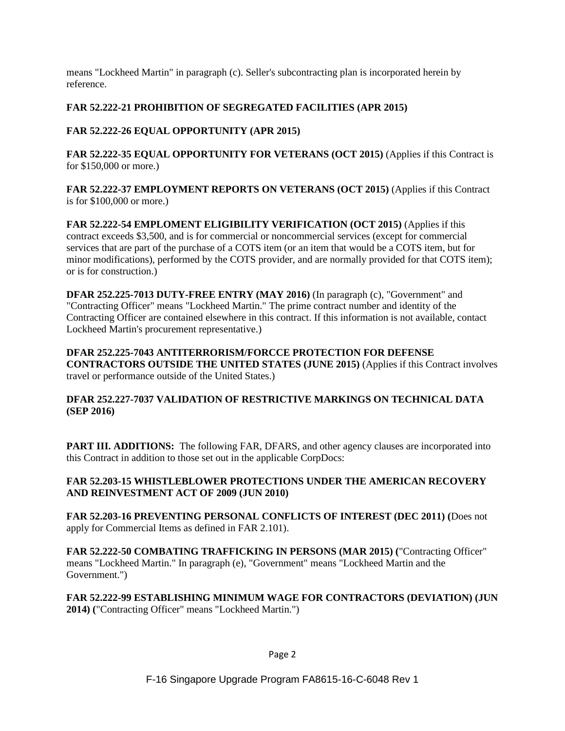means "Lockheed Martin" in paragraph (c). Seller's subcontracting plan is incorporated herein by reference.

**FAR 52.222-21 PROHIBITION OF SEGREGATED FACILITIES (APR 2015)**

**FAR 52.222-26 EQUAL OPPORTUNITY (APR 2015)**

**FAR 52.222-35 EQUAL OPPORTUNITY FOR VETERANS (OCT 2015)** (Applies if this Contract is for $150,000 or more.)

**FAR 52.222-37 EMPLOYMENT REPORTS ON VETERANS (OCT 2015)** (Applies if this Contract is for $100,000 or more.)

**FAR 52.222-54 EMPLOMENT ELIGIBILITY VERIFICATION (OCT 2015)** (Applies if this contract exceeds $3,500, and is for commercial or noncommercial services (except for commercial services that are part of the purchase of a COTS item (or an item that would be a COTS item, but for minor modifications), performed by the COTS provider, and are normally provided for that COTS item); or is for construction.)

**DFAR 252.225-7013 DUTY-FREE ENTRY (MAY 2016)** (In paragraph (c), "Government" and "Contracting Officer" means "Lockheed Martin." The prime contract number and identity of the Contracting Officer are contained elsewhere in this contract. If this information is not available, contact Lockheed Martin's procurement representative.)

**DFAR 252.225-7043 ANTITERRORISM/FORCCE PROTECTION FOR DEFENSE CONTRACTORS OUTSIDE THE UNITED STATES (JUNE 2015)** (Applies if this Contract involves travel or performance outside of the United States.)

**DFAR 252.227-7037 VALIDATION OF RESTRICTIVE MARKINGS ON TECHNICAL DATA (SEP 2016)**

**PART III. ADDITIONS:** The following FAR, DFARS, and other agency clauses are incorporated into this Contract in addition to those set out in the applicable CorpDocs:

**FAR 52.203-15 WHISTLEBLOWER PROTECTIONS UNDER THE AMERICAN RECOVERY AND REINVESTMENT ACT OF 2009 (JUN 2010)**

**FAR 52.203-16 PREVENTING PERSONAL CONFLICTS OF INTEREST (DEC 2011) (**Does not apply for Commercial Items as defined in FAR 2.101).

**FAR 52.222-50 COMBATING TRAFFICKING IN PERSONS (MAR 2015) (**"Contracting Officer" means "Lockheed Martin." In paragraph (e), "Government" means "Lockheed Martin and the Government.")

**FAR 52.222-99 ESTABLISHING MINIMUM WAGE FOR CONTRACTORS (DEVIATION) (JUN 2014) (**"Contracting Officer" means "Lockheed Martin.")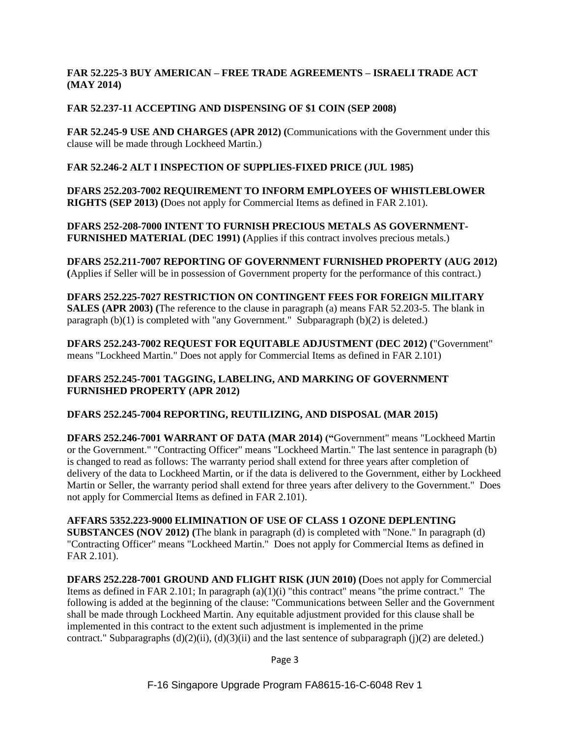**FAR 52.225-3 BUY AMERICAN – FREE TRADE AGREEMENTS – ISRAELI TRADE ACT (MAY 2014)**

**FAR 52.237-11 ACCEPTING AND DISPENSING OF $1 COIN (SEP 2008)**

**FAR 52.245-9 USE AND CHARGES (APR 2012) (**Communications with the Government under this clause will be made through Lockheed Martin.)

**FAR 52.246-2 ALT I INSPECTION OF SUPPLIES-FIXED PRICE (JUL 1985)**

**DFARS 252.203-7002 REQUIREMENT TO INFORM EMPLOYEES OF WHISTLEBLOWER RIGHTS (SEP 2013) (**Does not apply for Commercial Items as defined in FAR 2.101).

**DFARS 252-208-7000 INTENT TO FURNISH PRECIOUS METALS AS GOVERNMENT-FURNISHED MATERIAL (DEC 1991) (**Applies if this contract involves precious metals.)

**DFARS 252.211-7007 REPORTING OF GOVERNMENT FURNISHED PROPERTY (AUG 2012) (**Applies if Seller will be in possession of Government property for the performance of this contract.)

**DFARS 252.225-7027 RESTRICTION ON CONTINGENT FEES FOR FOREIGN MILITARY SALES (APR 2003) (**The reference to the clause in paragraph (a) means FAR 52.203-5. The blank in paragraph (b)(1) is completed with "any Government." Subparagraph (b)(2) is deleted.)

**DFARS 252.243-7002 REQUEST FOR EQUITABLE ADJUSTMENT (DEC 2012) (**"Government" means "Lockheed Martin." Does not apply for Commercial Items as defined in FAR 2.101)

**DFARS 252.245-7001 TAGGING, LABELING, AND MARKING OF GOVERNMENT FURNISHED PROPERTY (APR 2012)**

**DFARS 252.245-7004 REPORTING, REUTILIZING, AND DISPOSAL (MAR 2015)**

**DFARS 252.246-7001 WARRANT OF DATA (MAR 2014) ("**Government" means "Lockheed Martin or the Government." "Contracting Officer" means "Lockheed Martin." The last sentence in paragraph (b) is changed to read as follows: The warranty period shall extend for three years after completion of delivery of the data to Lockheed Martin, or if the data is delivered to the Government, either by Lockheed Martin or Seller, the warranty period shall extend for three years after delivery to the Government." Does not apply for Commercial Items as defined in FAR 2.101).

**AFFARS 5352.223-9000 ELIMINATION OF USE OF CLASS 1 OZONE DEPLENTING SUBSTANCES (NOV 2012) (**The blank in paragraph (d) is completed with "None." In paragraph (d) "Contracting Officer" means "Lockheed Martin." Does not apply for Commercial Items as defined in FAR 2.101).

**DFARS 252.228-7001 GROUND AND FLIGHT RISK (JUN 2010) (**Does not apply for Commercial Items as defined in FAR 2.101; In paragraph (a)(1)(i) "this contract" means "the prime contract." The following is added at the beginning of the clause: "Communications between Seller and the Government shall be made through Lockheed Martin. Any equitable adjustment provided for this clause shall be implemented in this contract to the extent such adjustment is implemented in the prime contract." Subparagraphs (d)(2)(ii), (d)(3)(ii) and the last sentence of subparagraph (j)(2) are deleted.)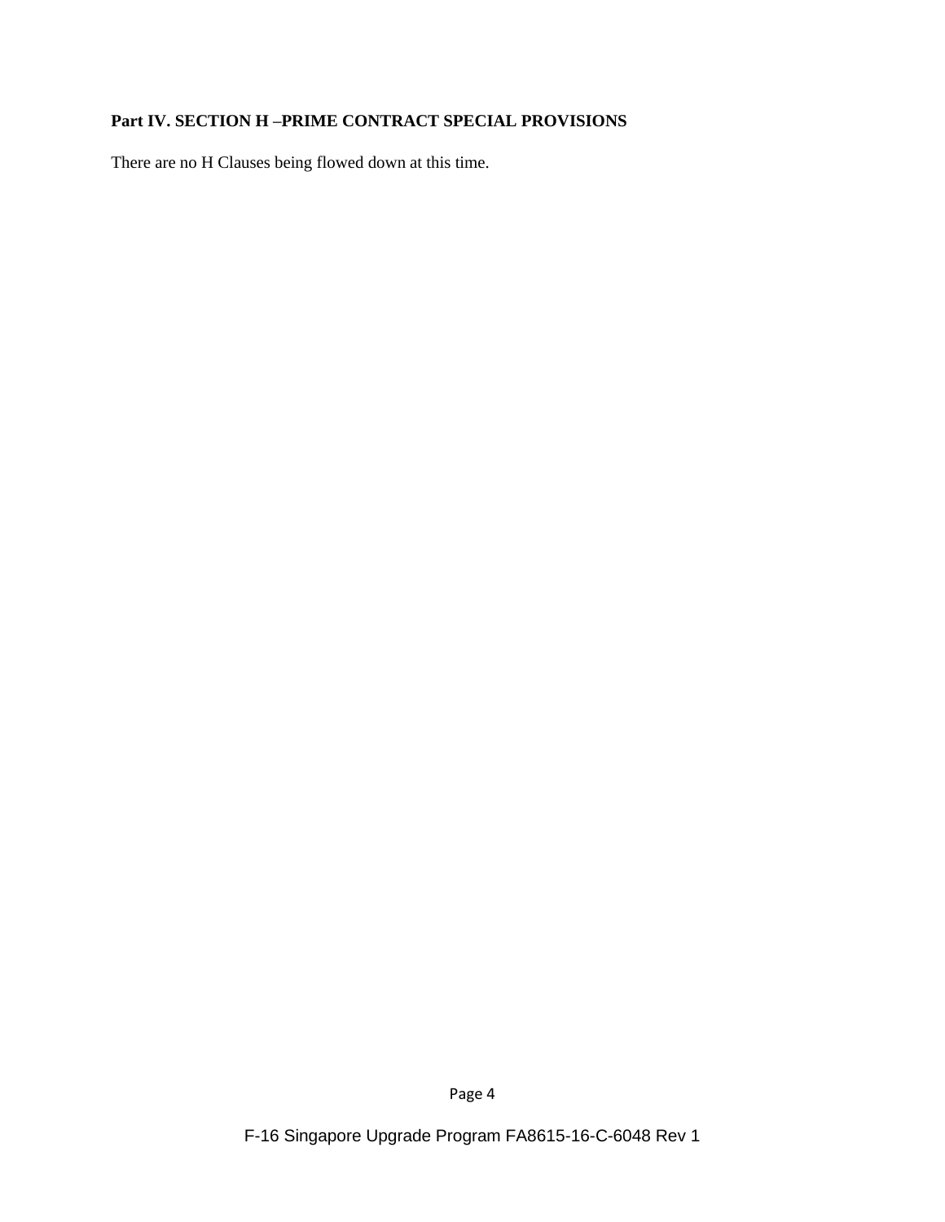**Part IV. SECTION H –PRIME CONTRACT SPECIAL PROVISIONS**

There are no H Clauses being flowed down at this time.